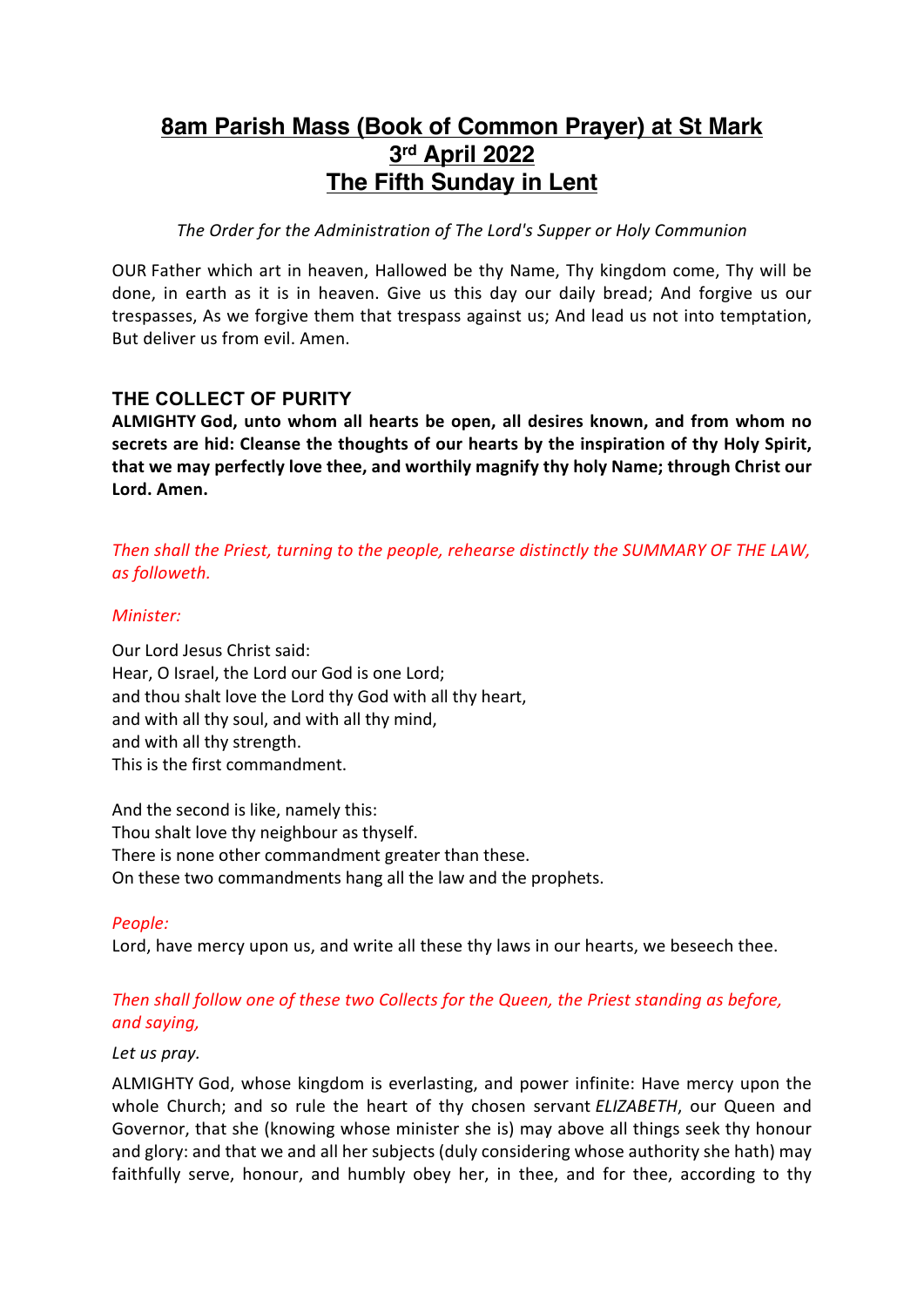# 8am Parish Mass (Book of Common Prayer) at St Mark
# 3rd April 2022
# The Fifth Sunday in Lent

*The Order for the Administration of The Lord's Supper or Holy Communion*

OUR Father which art in heaven, Hallowed be thy Name, Thy kingdom come, Thy will be done, in earth as it is in heaven. Give us this day our daily bread; And forgive us our trespasses, As we forgive them that trespass against us; And lead us not into temptation, But deliver us from evil. Amen.

### THE COLLECT OF PURITY

**ALMIGHTY God, unto whom all hearts be open, all desires known, and from whom no secrets are hid: Cleanse the thoughts of our hearts by the inspiration of thy Holy Spirit, that we may perfectly love thee, and worthily magnify thy holy Name; through Christ our Lord. Amen.**

*Then shall the Priest, turning to the people, rehearse distinctly the SUMMARY OF THE LAW, as followeth.*

*Minister:*

Our Lord Jesus Christ said:
Hear, O Israel, the Lord our God is one Lord;
and thou shalt love the Lord thy God with all thy heart,
and with all thy soul, and with all thy mind,
and with all thy strength.
This is the first commandment.

And the second is like, namely this:
Thou shalt love thy neighbour as thyself.
There is none other commandment greater than these.
On these two commandments hang all the law and the prophets.

*People:*
Lord, have mercy upon us, and write all these thy laws in our hearts, we beseech thee.

*Then shall follow one of these two Collects for the Queen, the Priest standing as before, and saying,*

*Let us pray.*

ALMIGHTY God, whose kingdom is everlasting, and power infinite: Have mercy upon the whole Church; and so rule the heart of thy chosen servant *ELIZABETH*, our Queen and Governor, that she (knowing whose minister she is) may above all things seek thy honour and glory: and that we and all her subjects (duly considering whose authority she hath) may faithfully serve, honour, and humbly obey her, in thee, and for thee, according to thy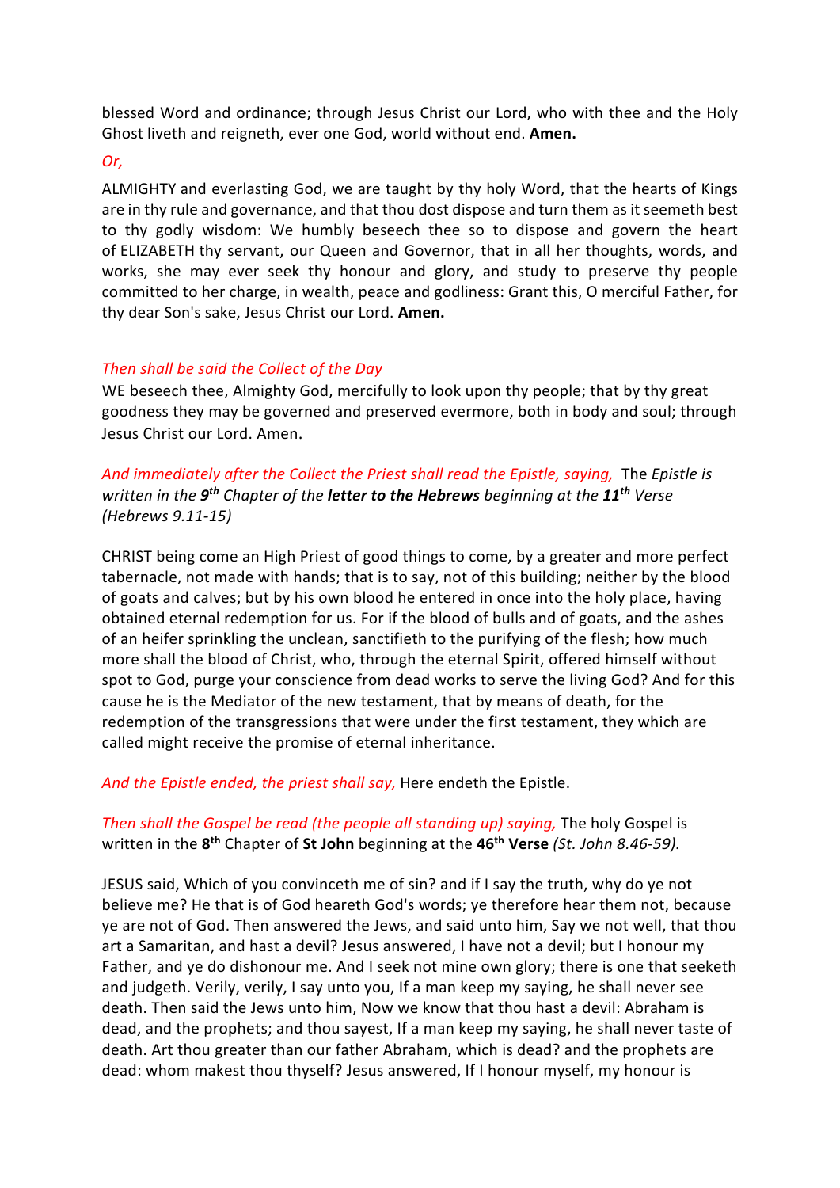blessed Word and ordinance; through Jesus Christ our Lord, who with thee and the Holy Ghost liveth and reigneth, ever one God, world without end. **Amen.**

*Or,*

ALMIGHTY and everlasting God, we are taught by thy holy Word, that the hearts of Kings are in thy rule and governance, and that thou dost dispose and turn them as it seemeth best to thy godly wisdom: We humbly beseech thee so to dispose and govern the heart of ELIZABETH thy servant, our Queen and Governor, that in all her thoughts, words, and works, she may ever seek thy honour and glory, and study to preserve thy people committed to her charge, in wealth, peace and godliness: Grant this, O merciful Father, for thy dear Son's sake, Jesus Christ our Lord. **Amen.**

*Then shall be said the Collect of the Day*

WE beseech thee, Almighty God, mercifully to look upon thy people; that by thy great goodness they may be governed and preserved evermore, both in body and soul; through Jesus Christ our Lord. Amen.

*And immediately after the Collect the Priest shall read the Epistle, saying,* The *Epistle is written in the* ***9th*** *Chapter of the* ***letter to the Hebrews*** *beginning at the* ***11th*** *Verse (Hebrews 9.11-15)*

CHRIST being come an High Priest of good things to come, by a greater and more perfect tabernacle, not made with hands; that is to say, not of this building; neither by the blood of goats and calves; but by his own blood he entered in once into the holy place, having obtained eternal redemption for us. For if the blood of bulls and of goats, and the ashes of an heifer sprinkling the unclean, sanctifieth to the purifying of the flesh; how much more shall the blood of Christ, who, through the eternal Spirit, offered himself without spot to God, purge your conscience from dead works to serve the living God? And for this cause he is the Mediator of the new testament, that by means of death, for the redemption of the transgressions that were under the first testament, they which are called might receive the promise of eternal inheritance.

*And the Epistle ended, the priest shall say,* Here endeth the Epistle.

*Then shall the Gospel be read (the people all standing up) saying,* The holy Gospel is written in the **8th** Chapter of **St John** beginning at the **46th Verse** *(St. John 8.46-59).*

JESUS said, Which of you convinceth me of sin? and if I say the truth, why do ye not believe me? He that is of God heareth God's words; ye therefore hear them not, because ye are not of God. Then answered the Jews, and said unto him, Say we not well, that thou art a Samaritan, and hast a devil? Jesus answered, I have not a devil; but I honour my Father, and ye do dishonour me. And I seek not mine own glory; there is one that seeketh and judgeth. Verily, verily, I say unto you, If a man keep my saying, he shall never see death. Then said the Jews unto him, Now we know that thou hast a devil: Abraham is dead, and the prophets; and thou sayest, If a man keep my saying, he shall never taste of death. Art thou greater than our father Abraham, which is dead? and the prophets are dead: whom makest thou thyself? Jesus answered, If I honour myself, my honour is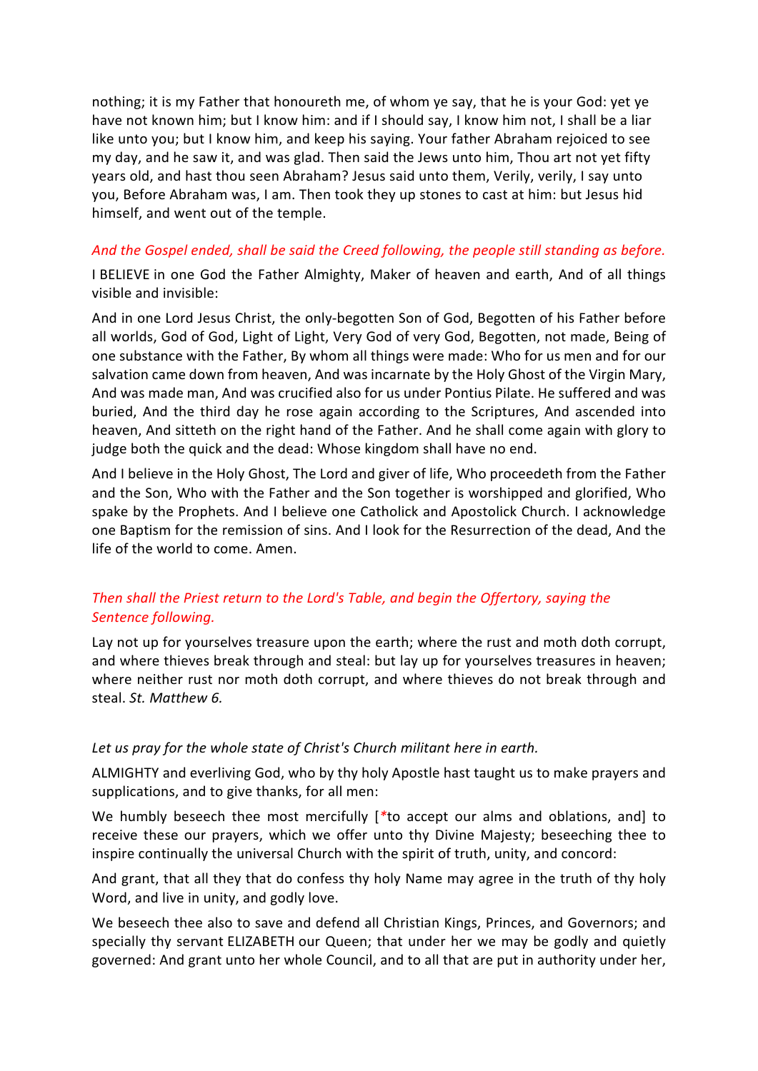nothing; it is my Father that honoureth me, of whom ye say, that he is your God: yet ye have not known him; but I know him: and if I should say, I know him not, I shall be a liar like unto you; but I know him, and keep his saying. Your father Abraham rejoiced to see my day, and he saw it, and was glad. Then said the Jews unto him, Thou art not yet fifty years old, and hast thou seen Abraham? Jesus said unto them, Verily, verily, I say unto you, Before Abraham was, I am. Then took they up stones to cast at him: but Jesus hid himself, and went out of the temple.

*And the Gospel ended, shall be said the Creed following, the people still standing as before.*

I BELIEVE in one God the Father Almighty, Maker of heaven and earth, And of all things visible and invisible:

And in one Lord Jesus Christ, the only-begotten Son of God, Begotten of his Father before all worlds, God of God, Light of Light, Very God of very God, Begotten, not made, Being of one substance with the Father, By whom all things were made: Who for us men and for our salvation came down from heaven, And was incarnate by the Holy Ghost of the Virgin Mary, And was made man, And was crucified also for us under Pontius Pilate. He suffered and was buried, And the third day he rose again according to the Scriptures, And ascended into heaven, And sitteth on the right hand of the Father. And he shall come again with glory to judge both the quick and the dead: Whose kingdom shall have no end.

And I believe in the Holy Ghost, The Lord and giver of life, Who proceedeth from the Father and the Son, Who with the Father and the Son together is worshipped and glorified, Who spake by the Prophets. And I believe one Catholick and Apostolick Church. I acknowledge one Baptism for the remission of sins. And I look for the Resurrection of the dead, And the life of the world to come. Amen.

*Then shall the Priest return to the Lord's Table, and begin the Offertory, saying the Sentence following.*

Lay not up for yourselves treasure upon the earth; where the rust and moth doth corrupt, and where thieves break through and steal: but lay up for yourselves treasures in heaven; where neither rust nor moth doth corrupt, and where thieves do not break through and steal. *St. Matthew 6.*

*Let us pray for the whole state of Christ's Church militant here in earth.*

ALMIGHTY and everliving God, who by thy holy Apostle hast taught us to make prayers and supplications, and to give thanks, for all men:

We humbly beseech thee most mercifully [*to accept our alms and oblations, and] to receive these our prayers, which we offer unto thy Divine Majesty; beseeching thee to inspire continually the universal Church with the spirit of truth, unity, and concord:

And grant, that all they that do confess thy holy Name may agree in the truth of thy holy Word, and live in unity, and godly love.

We beseech thee also to save and defend all Christian Kings, Princes, and Governors; and specially thy servant ELIZABETH our Queen; that under her we may be godly and quietly governed: And grant unto her whole Council, and to all that are put in authority under her,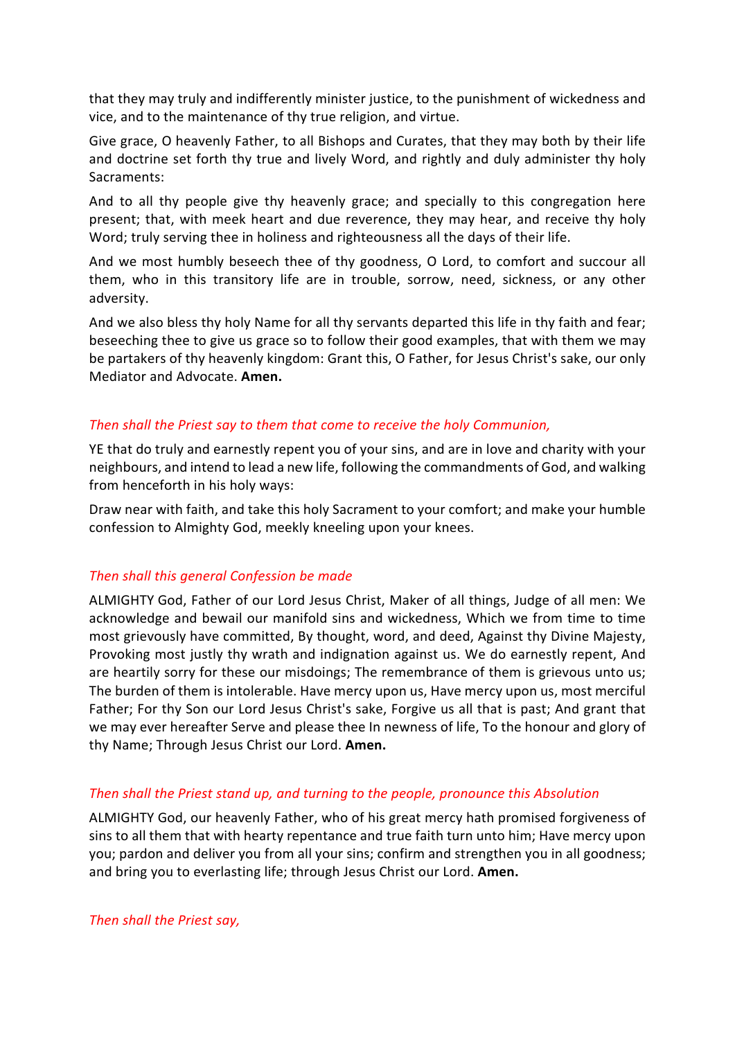that they may truly and indifferently minister justice, to the punishment of wickedness and vice, and to the maintenance of thy true religion, and virtue.

Give grace, O heavenly Father, to all Bishops and Curates, that they may both by their life and doctrine set forth thy true and lively Word, and rightly and duly administer thy holy Sacraments:

And to all thy people give thy heavenly grace; and specially to this congregation here present; that, with meek heart and due reverence, they may hear, and receive thy holy Word; truly serving thee in holiness and righteousness all the days of their life.

And we most humbly beseech thee of thy goodness, O Lord, to comfort and succour all them, who in this transitory life are in trouble, sorrow, need, sickness, or any other adversity.

And we also bless thy holy Name for all thy servants departed this life in thy faith and fear; beseeching thee to give us grace so to follow their good examples, that with them we may be partakers of thy heavenly kingdom: Grant this, O Father, for Jesus Christ's sake, our only Mediator and Advocate. **Amen.**

*Then shall the Priest say to them that come to receive the holy Communion,*

YE that do truly and earnestly repent you of your sins, and are in love and charity with your neighbours, and intend to lead a new life, following the commandments of God, and walking from henceforth in his holy ways:

Draw near with faith, and take this holy Sacrament to your comfort; and make your humble confession to Almighty God, meekly kneeling upon your knees.

*Then shall this general Confession be made*

ALMIGHTY God, Father of our Lord Jesus Christ, Maker of all things, Judge of all men: We acknowledge and bewail our manifold sins and wickedness, Which we from time to time most grievously have committed, By thought, word, and deed, Against thy Divine Majesty, Provoking most justly thy wrath and indignation against us. We do earnestly repent, And are heartily sorry for these our misdoings; The remembrance of them is grievous unto us; The burden of them is intolerable. Have mercy upon us, Have mercy upon us, most merciful Father; For thy Son our Lord Jesus Christ's sake, Forgive us all that is past; And grant that we may ever hereafter Serve and please thee In newness of life, To the honour and glory of thy Name; Through Jesus Christ our Lord. **Amen.**

*Then shall the Priest stand up, and turning to the people, pronounce this Absolution*

ALMIGHTY God, our heavenly Father, who of his great mercy hath promised forgiveness of sins to all them that with hearty repentance and true faith turn unto him; Have mercy upon you; pardon and deliver you from all your sins; confirm and strengthen you in all goodness; and bring you to everlasting life; through Jesus Christ our Lord. **Amen.**

*Then shall the Priest say,*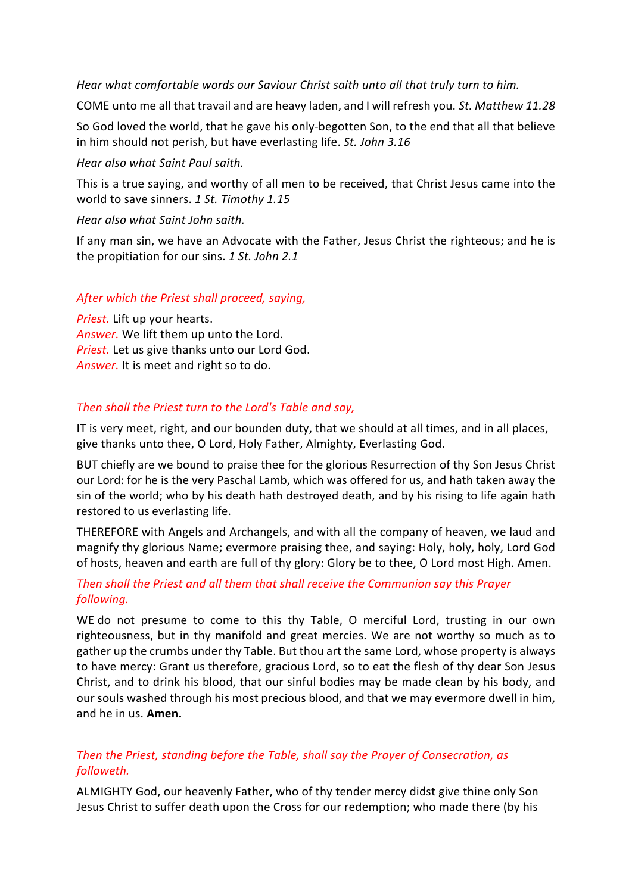*Hear what comfortable words our Saviour Christ saith unto all that truly turn to him.*

COME unto me all that travail and are heavy laden, and I will refresh you. *St. Matthew 11.28*

So God loved the world, that he gave his only-begotten Son, to the end that all that believe in him should not perish, but have everlasting life. *St. John 3.16*

*Hear also what Saint Paul saith.*

This is a true saying, and worthy of all men to be received, that Christ Jesus came into the world to save sinners. *1 St. Timothy 1.15*

*Hear also what Saint John saith.*

If any man sin, we have an Advocate with the Father, Jesus Christ the righteous; and he is the propitiation for our sins. *1 St. John 2.1*

*After which the Priest shall proceed, saying,*

*Priest.* Lift up your hearts.
*Answer.* We lift them up unto the Lord.
*Priest.* Let us give thanks unto our Lord God.
*Answer.* It is meet and right so to do.

*Then shall the Priest turn to the Lord's Table and say,*

IT is very meet, right, and our bounden duty, that we should at all times, and in all places, give thanks unto thee, O Lord, Holy Father, Almighty, Everlasting God.

BUT chiefly are we bound to praise thee for the glorious Resurrection of thy Son Jesus Christ our Lord: for he is the very Paschal Lamb, which was offered for us, and hath taken away the sin of the world; who by his death hath destroyed death, and by his rising to life again hath restored to us everlasting life.

THEREFORE with Angels and Archangels, and with all the company of heaven, we laud and magnify thy glorious Name; evermore praising thee, and saying: Holy, holy, holy, Lord God of hosts, heaven and earth are full of thy glory: Glory be to thee, O Lord most High. Amen.

*Then shall the Priest and all them that shall receive the Communion say this Prayer following.*

WE do not presume to come to this thy Table, O merciful Lord, trusting in our own righteousness, but in thy manifold and great mercies. We are not worthy so much as to gather up the crumbs under thy Table. But thou art the same Lord, whose property is always to have mercy: Grant us therefore, gracious Lord, so to eat the flesh of thy dear Son Jesus Christ, and to drink his blood, that our sinful bodies may be made clean by his body, and our souls washed through his most precious blood, and that we may evermore dwell in him, and he in us. **Amen.**

*Then the Priest, standing before the Table, shall say the Prayer of Consecration, as followeth.*

ALMIGHTY God, our heavenly Father, who of thy tender mercy didst give thine only Son Jesus Christ to suffer death upon the Cross for our redemption; who made there (by his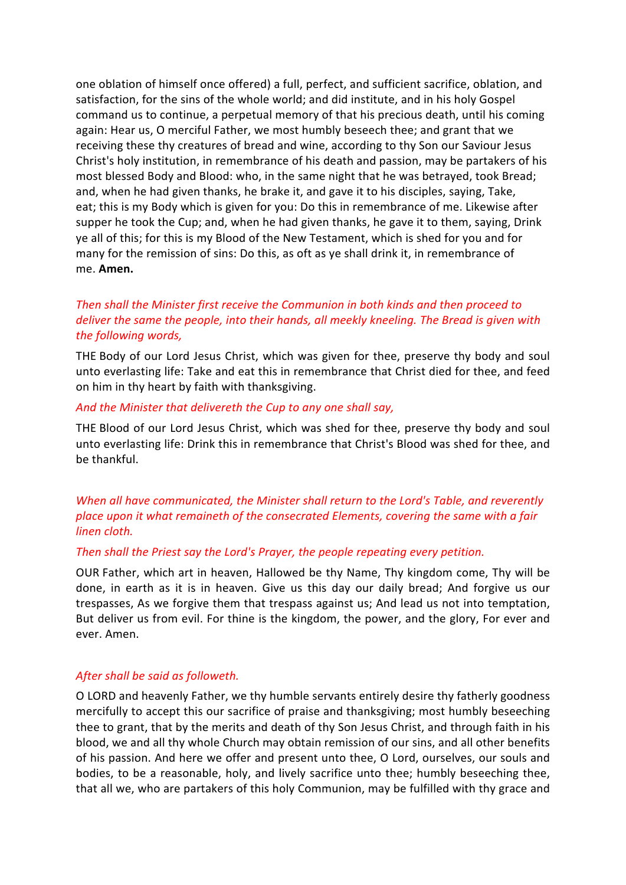one oblation of himself once offered) a full, perfect, and sufficient sacrifice, oblation, and satisfaction, for the sins of the whole world; and did institute, and in his holy Gospel command us to continue, a perpetual memory of that his precious death, until his coming again: Hear us, O merciful Father, we most humbly beseech thee; and grant that we receiving these thy creatures of bread and wine, according to thy Son our Saviour Jesus Christ's holy institution, in remembrance of his death and passion, may be partakers of his most blessed Body and Blood: who, in the same night that he was betrayed, took Bread; and, when he had given thanks, he brake it, and gave it to his disciples, saying, Take, eat; this is my Body which is given for you: Do this in remembrance of me. Likewise after supper he took the Cup; and, when he had given thanks, he gave it to them, saying, Drink ye all of this; for this is my Blood of the New Testament, which is shed for you and for many for the remission of sins: Do this, as oft as ye shall drink it, in remembrance of me. **Amen.**

*Then shall the Minister first receive the Communion in both kinds and then proceed to deliver the same the people, into their hands, all meekly kneeling. The Bread is given with the following words,*

THE Body of our Lord Jesus Christ, which was given for thee, preserve thy body and soul unto everlasting life: Take and eat this in remembrance that Christ died for thee, and feed on him in thy heart by faith with thanksgiving.

*And the Minister that delivereth the Cup to any one shall say,*

THE Blood of our Lord Jesus Christ, which was shed for thee, preserve thy body and soul unto everlasting life: Drink this in remembrance that Christ's Blood was shed for thee, and be thankful.

*When all have communicated, the Minister shall return to the Lord's Table, and reverently place upon it what remaineth of the consecrated Elements, covering the same with a fair linen cloth.*

*Then shall the Priest say the Lord's Prayer, the people repeating every petition.*

OUR Father, which art in heaven, Hallowed be thy Name, Thy kingdom come, Thy will be done, in earth as it is in heaven. Give us this day our daily bread; And forgive us our trespasses, As we forgive them that trespass against us; And lead us not into temptation, But deliver us from evil. For thine is the kingdom, the power, and the glory, For ever and ever. Amen.

*After shall be said as followeth.*

O LORD and heavenly Father, we thy humble servants entirely desire thy fatherly goodness mercifully to accept this our sacrifice of praise and thanksgiving; most humbly beseeching thee to grant, that by the merits and death of thy Son Jesus Christ, and through faith in his blood, we and all thy whole Church may obtain remission of our sins, and all other benefits of his passion. And here we offer and present unto thee, O Lord, ourselves, our souls and bodies, to be a reasonable, holy, and lively sacrifice unto thee; humbly beseeching thee, that all we, who are partakers of this holy Communion, may be fulfilled with thy grace and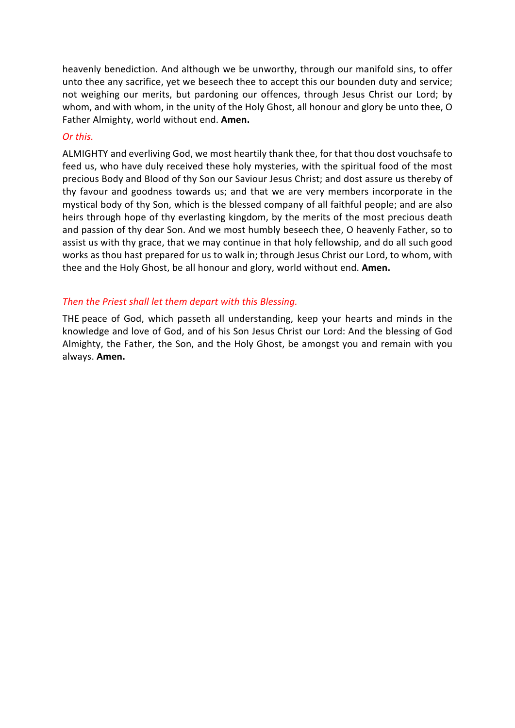heavenly benediction. And although we be unworthy, through our manifold sins, to offer unto thee any sacrifice, yet we beseech thee to accept this our bounden duty and service; not weighing our merits, but pardoning our offences, through Jesus Christ our Lord; by whom, and with whom, in the unity of the Holy Ghost, all honour and glory be unto thee, O Father Almighty, world without end. **Amen.**

*Or this.*

ALMIGHTY and everliving God, we most heartily thank thee, for that thou dost vouchsafe to feed us, who have duly received these holy mysteries, with the spiritual food of the most precious Body and Blood of thy Son our Saviour Jesus Christ; and dost assure us thereby of thy favour and goodness towards us; and that we are very members incorporate in the mystical body of thy Son, which is the blessed company of all faithful people; and are also heirs through hope of thy everlasting kingdom, by the merits of the most precious death and passion of thy dear Son. And we most humbly beseech thee, O heavenly Father, so to assist us with thy grace, that we may continue in that holy fellowship, and do all such good works as thou hast prepared for us to walk in; through Jesus Christ our Lord, to whom, with thee and the Holy Ghost, be all honour and glory, world without end. **Amen.**

*Then the Priest shall let them depart with this Blessing.*

THE peace of God, which passeth all understanding, keep your hearts and minds in the knowledge and love of God, and of his Son Jesus Christ our Lord: And the blessing of God Almighty, the Father, the Son, and the Holy Ghost, be amongst you and remain with you always. **Amen.**